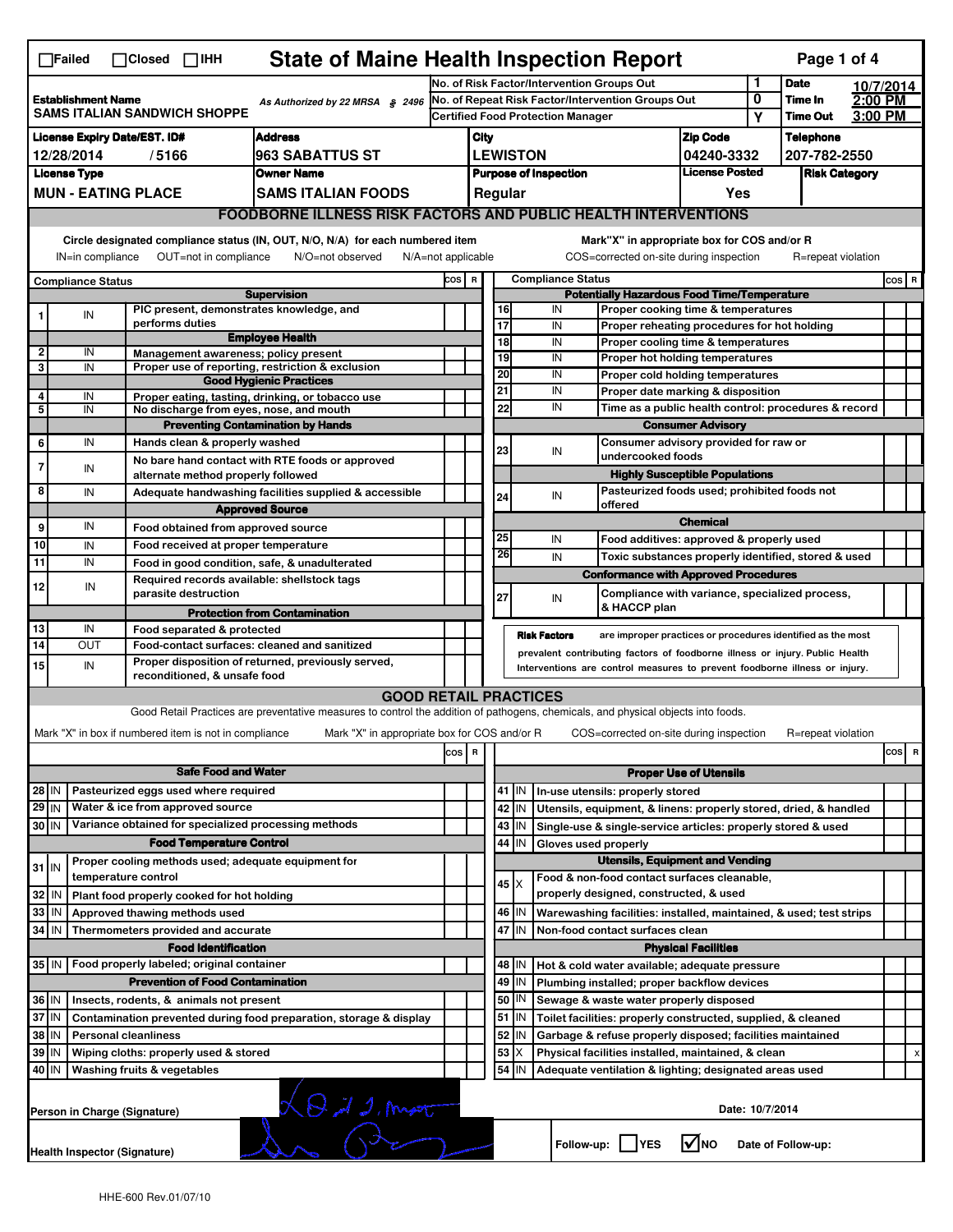☐Failed ☐Closed ☐IHH

# State of Maine Health Inspection Report

| | | | | | |
|---|---|---|---|---|---|
| **Establishment Name** SAMS ITALIAN SANDWICH SHOPPE | As Authorized by 22 MRSA § 2496 | No. of Risk Factor/Intervention Groups Out | 1 | Date | 10/7/2014 |
| | | No. of Repeat Risk Factor/Intervention Groups Out | 0 | Time In | 2:00 PM |
| | | Certified Food Protection Manager | Y | Time Out | 3:00 PM |

| License Expiry Date/EST. ID# | Address | City | Zip Code | Telephone |
|---|---|---|---|---|
| 12/28/2014 / 5166 | 963 SABATTUS ST | LEWISTON | 04240-3332 | 207-782-2550 |
| **License Type** | **Owner Name** | **Purpose of Inspection** | **License Posted** | **Risk Category** |
| MUN - EATING PLACE | SAMS ITALIAN FOODS | Regular | Yes | |

## FOODBORNE ILLNESS RISK FACTORS AND PUBLIC HEALTH INTERVENTIONS

Circle designated compliance status (IN, OUT, N/O, N/A) for each numbered item — IN=in compliance, OUT=not in compliance, N/O=not observed, N/A=not applicable

Mark "X" in appropriate box for COS and/or R — COS=corrected on-site during inspection, R=repeat violation

| # | Compliance Status | Item | COS | R |
|---|---|---|---|---|
| | | **Supervision** | | |
| 1 | IN | PIC present, demonstrates knowledge, and performs duties | | |
| | | **Employee Health** | | |
| 2 | IN | Management awareness; policy present | | |
| 3 | IN | Proper use of reporting, restriction & exclusion | | |
| | | **Good Hygienic Practices** | | |
| 4 | IN | Proper eating, tasting, drinking, or tobacco use | | |
| 5 | IN | No discharge from eyes, nose, and mouth | | |
| | | **Preventing Contamination by Hands** | | |
| 6 | IN | Hands clean & properly washed | | |
| 7 | IN | No bare hand contact with RTE foods or approved alternate method properly followed | | |
| 8 | IN | Adequate handwashing facilities supplied & accessible | | |
| | | **Approved Source** | | |
| 9 | IN | Food obtained from approved source | | |
| 10 | IN | Food received at proper temperature | | |
| 11 | IN | Food in good condition, safe, & unadulterated | | |
| 12 | IN | Required records available: shellstock tags parasite destruction | | |
| | | **Protection from Contamination** | | |
| 13 | IN | Food separated & protected | | |
| 14 | OUT | Food-contact surfaces: cleaned and sanitized | | |
| 15 | IN | Proper disposition of returned, previously served, reconditioned, & unsafe food | | |
| | | **Potentially Hazardous Food Time/Temperature** | | |
| 16 | IN | Proper cooking time & temperatures | | |
| 17 | IN | Proper reheating procedures for hot holding | | |
| 18 | IN | Proper cooling time & temperatures | | |
| 19 | IN | Proper hot holding temperatures | | |
| 20 | IN | Proper cold holding temperatures | | |
| 21 | IN | Proper date marking & disposition | | |
| 22 | IN | Time as a public health control: procedures & record | | |
| | | **Consumer Advisory** | | |
| 23 | IN | Consumer advisory provided for raw or undercooked foods | | |
| | | **Highly Susceptible Populations** | | |
| 24 | IN | Pasteurized foods used; prohibited foods not offered | | |
| | | **Chemical** | | |
| 25 | IN | Food additives: approved & properly used | | |
| 26 | IN | Toxic substances properly identified, stored & used | | |
| | | **Conformance with Approved Procedures** | | |
| 27 | IN | Compliance with variance, specialized process, & HACCP plan | | |

**Risk Factors** are improper practices or procedures identified as the most prevalent contributing factors of foodborne illness or injury. Public Health Interventions are control measures to prevent foodborne illness or injury.

## GOOD RETAIL PRACTICES

Good Retail Practices are preventative measures to control the addition of pathogens, chemicals, and physical objects into foods.

Mark "X" in box if numbered item is not in compliance — Mark "X" in appropriate box for COS and/or R — COS=corrected on-site during inspection, R=repeat violation

| # | Status | Item | COS | R |
|---|---|---|---|---|
| | | **Safe Food and Water** | | |
| 28 | IN | Pasteurized eggs used where required | | |
| 29 | IN | Water & ice from approved source | | |
| 30 | IN | Variance obtained for specialized processing methods | | |
| | | **Food Temperature Control** | | |
| 31 | IN | Proper cooling methods used; adequate equipment for temperature control | | |
| 32 | IN | Plant food properly cooked for hot holding | | |
| 33 | IN | Approved thawing methods used | | |
| 34 | IN | Thermometers provided and accurate | | |
| | | **Food Identification** | | |
| 35 | IN | Food properly labeled; original container | | |
| | | **Prevention of Food Contamination** | | |
| 36 | IN | Insects, rodents, & animals not present | | |
| 37 | IN | Contamination prevented during food preparation, storage & display | | |
| 38 | IN | Personal cleanliness | | |
| 39 | IN | Wiping cloths: properly used & stored | | |
| 40 | IN | Washing fruits & vegetables | | |
| | | **Proper Use of Utensils** | | |
| 41 | IN | In-use utensils: properly stored | | |
| 42 | IN | Utensils, equipment, & linens: properly stored, dried, & handled | | |
| 43 | IN | Single-use & single-service articles: properly stored & used | | |
| 44 | IN | Gloves used properly | | |
| | | **Utensils, Equipment and Vending** | | |
| 45 | X | Food & non-food contact surfaces cleanable, properly designed, constructed, & used | | |
| 46 | IN | Warewashing facilities: installed, maintained, & used; test strips | | |
| 47 | IN | Non-food contact surfaces clean | | |
| | | **Physical Facilities** | | |
| 48 | IN | Hot & cold water available; adequate pressure | | |
| 49 | IN | Plumbing installed; proper backflow devices | | |
| 50 | IN | Sewage & waste water properly disposed | | |
| 51 | IN | Toilet facilities: properly constructed, supplied, & cleaned | | |
| 52 | IN | Garbage & refuse properly disposed; facilities maintained | | |
| 53 | X | Physical facilities installed, maintained, & clean | | x |
| 54 | IN | Adequate ventilation & lighting; designated areas used | | |

Person in Charge (Signature): [signature]

Date: 10/7/2014

Health Inspector (Signature): [signature]

Follow-up: ☐ YES ☑ NO    Date of Follow-up:

HHE-600 Rev.01/07/10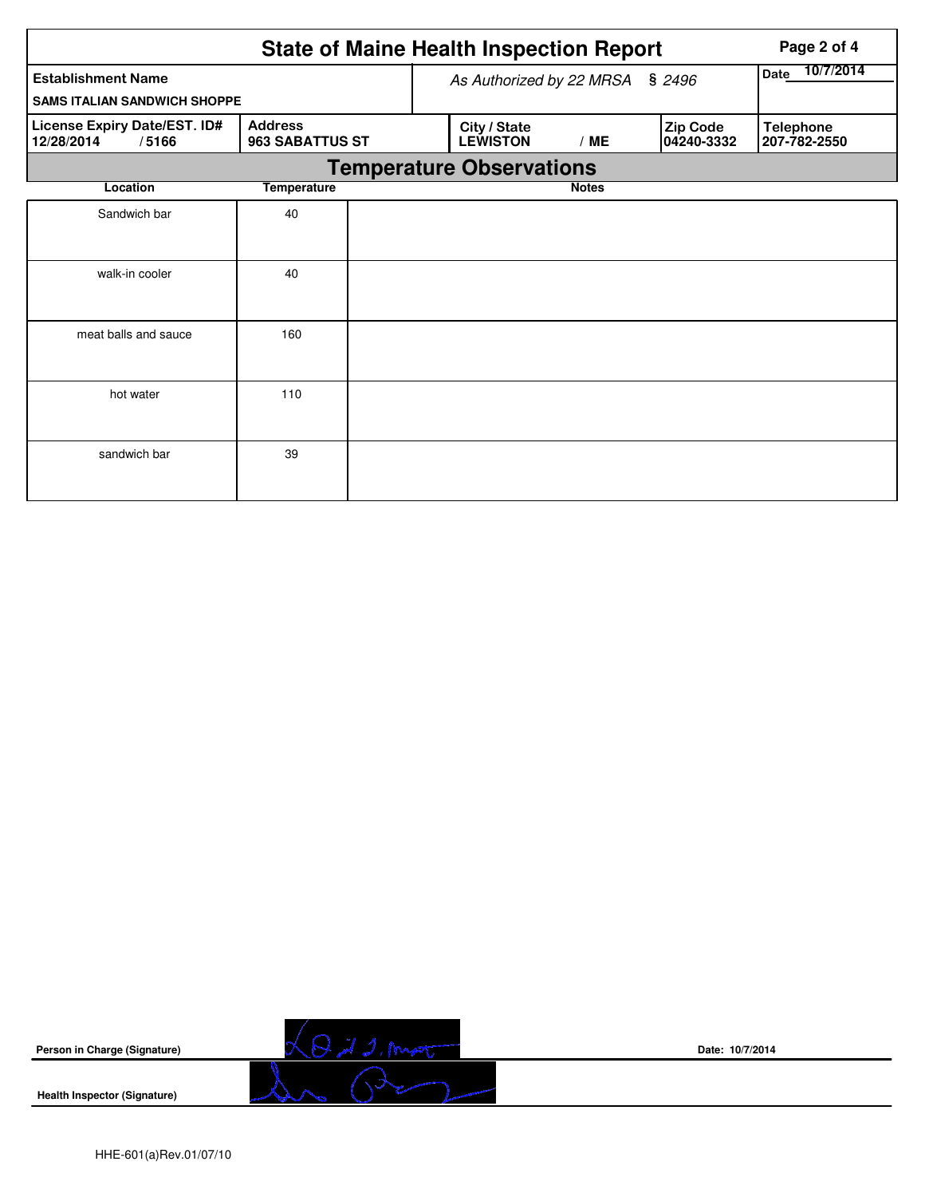# State of Maine Health Inspection Report

| Establishment Name | As Authorized by 22 MRSA § 2496 | | | Date 10/7/2014 |
|---|---|---|---|---|
| SAMS ITALIAN SANDWICH SHOPPE | | | | |

| License Expiry Date/EST. ID# | Address | City / State | Zip Code | Telephone |
|---|---|---|---|---|
| 12/28/2014 / 5166 | 963 SABATTUS ST | LEWISTON / ME | 04240-3332 | 207-782-2550 |

## Temperature Observations

| Location | Temperature | Notes |
|---|---|---|
| Sandwich bar | 40 | |
| walk-in cooler | 40 | |
| meat balls and sauce | 160 | |
| hot water | 110 | |
| sandwich bar | 39 | |

**Person in Charge (Signature)** Date: 10/7/2014

**Health Inspector (Signature)**

HHE-601(a)Rev.01/07/10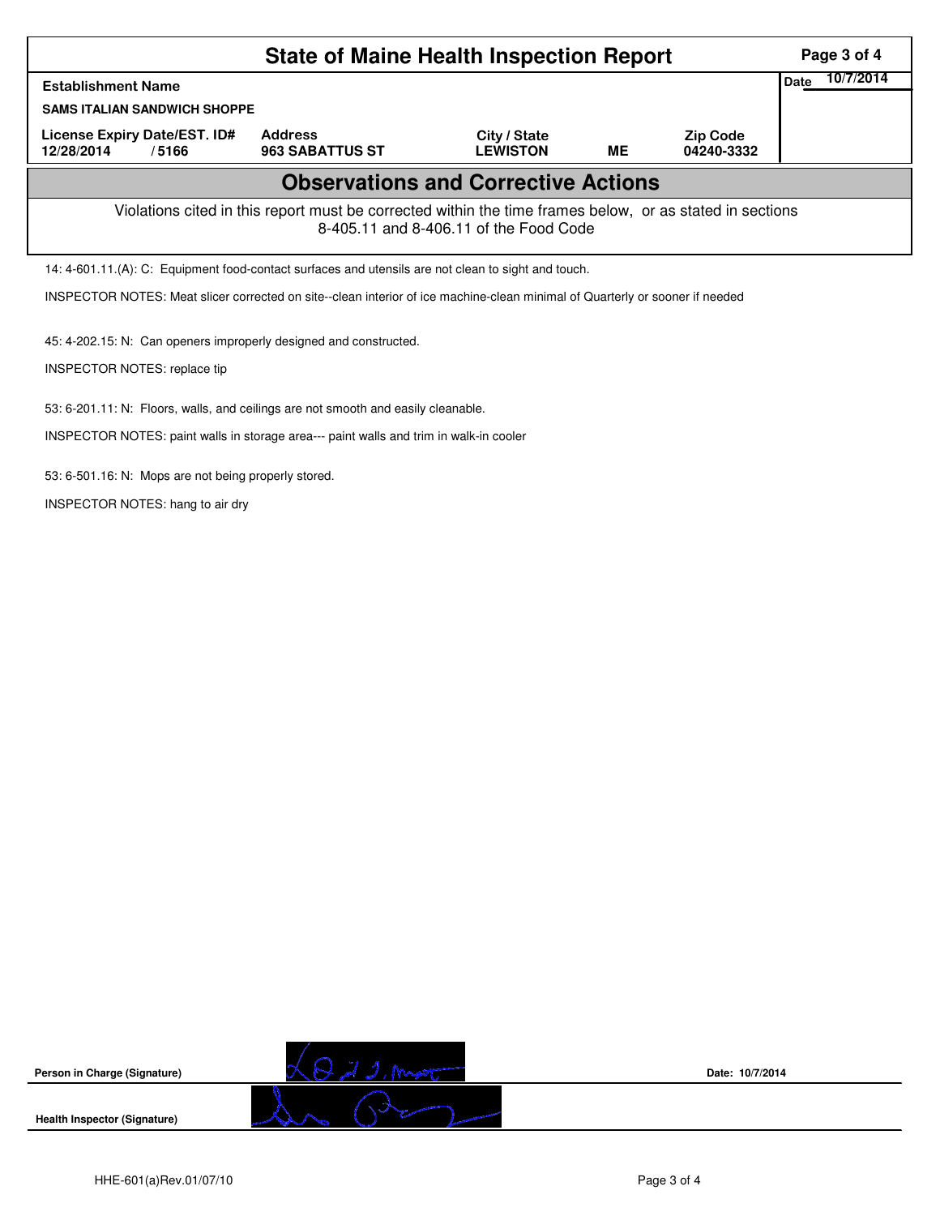# State of Maine Health Inspection Report

| Establishment Name | | | | | Date 10/7/2014 |
|---|---|---|---|---|---|
| SAMS ITALIAN SANDWICH SHOPPE | | | | | |
| **License Expiry Date/EST. ID#** | **Address** | **City / State** | | **Zip Code** | |
| 12/28/2014 / 5166 | 963 SABATTUS ST | LEWISTON | ME | 04240-3332 | |

## Observations and Corrective Actions

Violations cited in this report must be corrected within the time frames below, or as stated in sections 8-405.11 and 8-406.11 of the Food Code

14: 4-601.11.(A): C: Equipment food-contact surfaces and utensils are not clean to sight and touch.

INSPECTOR NOTES: Meat slicer corrected on site--clean interior of ice machine-clean minimal of Quarterly or sooner if needed

45: 4-202.15: N: Can openers improperly designed and constructed.

INSPECTOR NOTES: replace tip

53: 6-201.11: N: Floors, walls, and ceilings are not smooth and easily cleanable.

INSPECTOR NOTES: paint walls in storage area--- paint walls and trim in walk-in cooler

53: 6-501.16: N: Mops are not being properly stored.

INSPECTOR NOTES: hang to air dry

**Person in Charge (Signature)** Date: 10/7/2014

**Health Inspector (Signature)**

HHE-601(a)Rev.01/07/10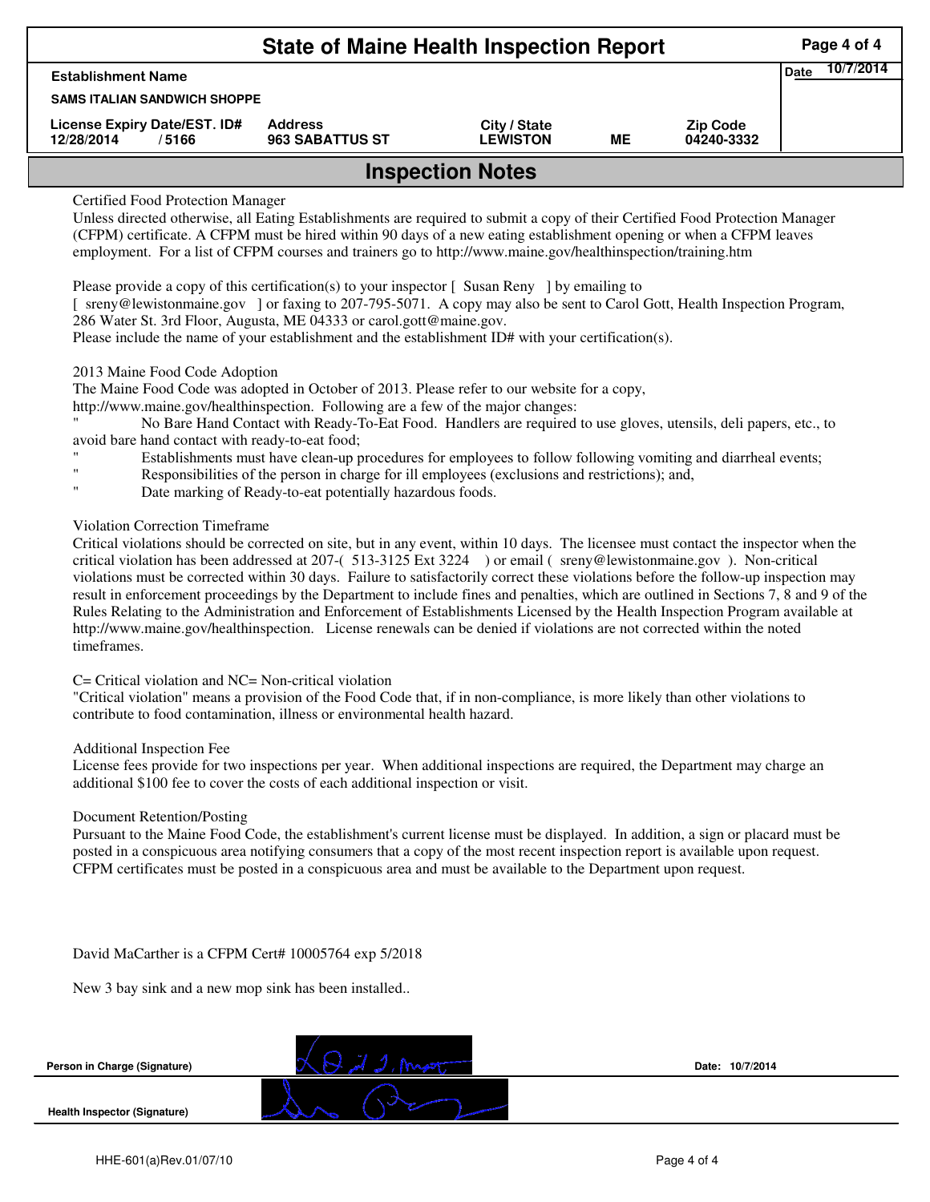# State of Maine Health Inspection Report

| Establishment Name | | | | | Date 10/7/2014 |
|---|---|---|---|---|---|
| SAMS ITALIAN SANDWICH SHOPPE | | | | | |
| License Expiry Date/EST. ID# | Address | City / State | | Zip Code | |
| 12/28/2014 / 5166 | 963 SABATTUS ST | LEWISTON | ME | 04240-3332 | |

## Inspection Notes

Certified Food Protection Manager
Unless directed otherwise, all Eating Establishments are required to submit a copy of their Certified Food Protection Manager (CFPM) certificate. A CFPM must be hired within 90 days of a new eating establishment opening or when a CFPM leaves employment. For a list of CFPM courses and trainers go to http://www.maine.gov/healthinspection/training.htm

Please provide a copy of this certification(s) to your inspector [ Susan Reny ] by emailing to
[ sreny@lewistonmaine.gov ] or faxing to 207-795-5071. A copy may also be sent to Carol Gott, Health Inspection Program, 286 Water St. 3rd Floor, Augusta, ME 04333 or carol.gott@maine.gov.
Please include the name of your establishment and the establishment ID# with your certification(s).

2013 Maine Food Code Adoption
The Maine Food Code was adopted in October of 2013. Please refer to our website for a copy,
http://www.maine.gov/healthinspection. Following are a few of the major changes:
" No Bare Hand Contact with Ready-To-Eat Food. Handlers are required to use gloves, utensils, deli papers, etc., to avoid bare hand contact with ready-to-eat food;
" Establishments must have clean-up procedures for employees to follow following vomiting and diarrheal events;
" Responsibilities of the person in charge for ill employees (exclusions and restrictions); and,
" Date marking of Ready-to-eat potentially hazardous foods.

Violation Correction Timeframe
Critical violations should be corrected on site, but in any event, within 10 days. The licensee must contact the inspector when the critical violation has been addressed at 207-( 513-3125 Ext 3224 ) or email ( sreny@lewistonmaine.gov ). Non-critical violations must be corrected within 30 days. Failure to satisfactorily correct these violations before the follow-up inspection may result in enforcement proceedings by the Department to include fines and penalties, which are outlined in Sections 7, 8 and 9 of the Rules Relating to the Administration and Enforcement of Establishments Licensed by the Health Inspection Program available at http://www.maine.gov/healthinspection. License renewals can be denied if violations are not corrected within the noted timeframes.

C= Critical violation and NC= Non-critical violation
"Critical violation" means a provision of the Food Code that, if in non-compliance, is more likely than other violations to contribute to food contamination, illness or environmental health hazard.

Additional Inspection Fee
License fees provide for two inspections per year. When additional inspections are required, the Department may charge an additional $100 fee to cover the costs of each additional inspection or visit.

Document Retention/Posting
Pursuant to the Maine Food Code, the establishment's current license must be displayed. In addition, a sign or placard must be posted in a conspicuous area notifying consumers that a copy of the most recent inspection report is available upon request. CFPM certificates must be posted in a conspicuous area and must be available to the Department upon request.

David MaCarther is a CFPM Cert# 10005764 exp 5/2018

New 3 bay sink and a new mop sink has been installed..

Person in Charge (Signature) Date: 10/7/2014

Health Inspector (Signature)

HHE-601(a)Rev.01/07/10